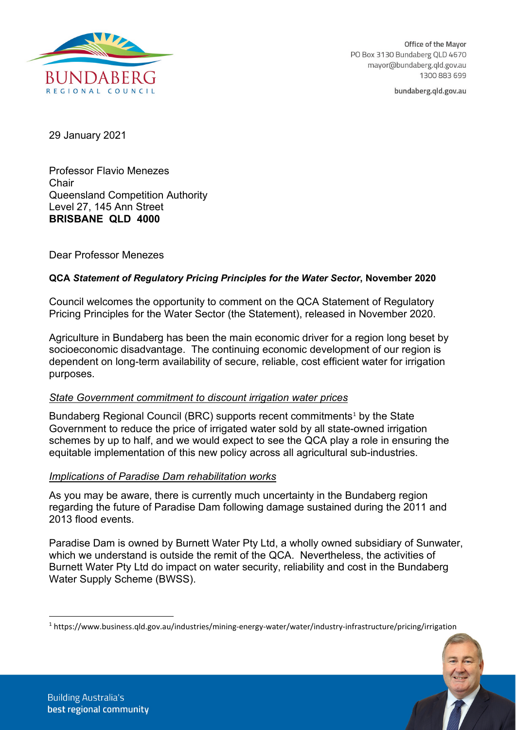Office of the Mayor
PO Box 3130 Bundaberg QLD 4670
mayor@bundaberg.qld.gov.au
1300 883 699

bundaberg.qld.gov.au

29 January 2021

Professor Flavio Menezes
Chair
Queensland Competition Authority
Level 27, 145 Ann Street
**BRISBANE QLD 4000**

Dear Professor Menezes

**QCA *Statement of Regulatory Pricing Principles for the Water Sector*, November 2020**

Council welcomes the opportunity to comment on the QCA Statement of Regulatory Pricing Principles for the Water Sector (the Statement), released in November 2020.

Agriculture in Bundaberg has been the main economic driver for a region long beset by socioeconomic disadvantage. The continuing economic development of our region is dependent on long-term availability of secure, reliable, cost efficient water for irrigation purposes.

*State Government commitment to discount irrigation water prices*

Bundaberg Regional Council (BRC) supports recent commitments[1] by the State Government to reduce the price of irrigated water sold by all state-owned irrigation schemes by up to half, and we would expect to see the QCA play a role in ensuring the equitable implementation of this new policy across all agricultural sub-industries.

*Implications of Paradise Dam rehabilitation works*

As you may be aware, there is currently much uncertainty in the Bundaberg region regarding the future of Paradise Dam following damage sustained during the 2011 and 2013 flood events.

Paradise Dam is owned by Burnett Water Pty Ltd, a wholly owned subsidiary of Sunwater, which we understand is outside the remit of the QCA. Nevertheless, the activities of Burnett Water Pty Ltd do impact on water security, reliability and cost in the Bundaberg Water Supply Scheme (BWSS).

[1] https://www.business.qld.gov.au/industries/mining-energy-water/water/industry-infrastructure/pricing/irrigation

Building Australia's
best regional community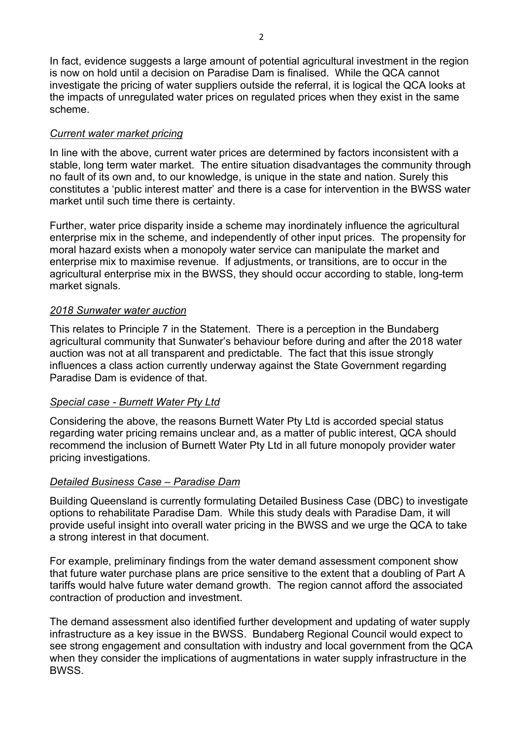In fact, evidence suggests a large amount of potential agricultural investment in the region is now on hold until a decision on Paradise Dam is finalised. While the QCA cannot investigate the pricing of water suppliers outside the referral, it is logical the QCA looks at the impacts of unregulated water prices on regulated prices when they exist in the same scheme.

*Current water market pricing*

In line with the above, current water prices are determined by factors inconsistent with a stable, long term water market. The entire situation disadvantages the community through no fault of its own and, to our knowledge, is unique in the state and nation. Surely this constitutes a 'public interest matter' and there is a case for intervention in the BWSS water market until such time there is certainty.

Further, water price disparity inside a scheme may inordinately influence the agricultural enterprise mix in the scheme, and independently of other input prices. The propensity for moral hazard exists when a monopoly water service can manipulate the market and enterprise mix to maximise revenue. If adjustments, or transitions, are to occur in the agricultural enterprise mix in the BWSS, they should occur according to stable, long-term market signals.

*2018 Sunwater water auction*

This relates to Principle 7 in the Statement. There is a perception in the Bundaberg agricultural community that Sunwater's behaviour before during and after the 2018 water auction was not at all transparent and predictable. The fact that this issue strongly influences a class action currently underway against the State Government regarding Paradise Dam is evidence of that.

*Special case - Burnett Water Pty Ltd*

Considering the above, the reasons Burnett Water Pty Ltd is accorded special status regarding water pricing remains unclear and, as a matter of public interest, QCA should recommend the inclusion of Burnett Water Pty Ltd in all future monopoly provider water pricing investigations.

*Detailed Business Case – Paradise Dam*

Building Queensland is currently formulating Detailed Business Case (DBC) to investigate options to rehabilitate Paradise Dam. While this study deals with Paradise Dam, it will provide useful insight into overall water pricing in the BWSS and we urge the QCA to take a strong interest in that document.

For example, preliminary findings from the water demand assessment component show that future water purchase plans are price sensitive to the extent that a doubling of Part A tariffs would halve future water demand growth. The region cannot afford the associated contraction of production and investment.

The demand assessment also identified further development and updating of water supply infrastructure as a key issue in the BWSS. Bundaberg Regional Council would expect to see strong engagement and consultation with industry and local government from the QCA when they consider the implications of augmentations in water supply infrastructure in the BWSS.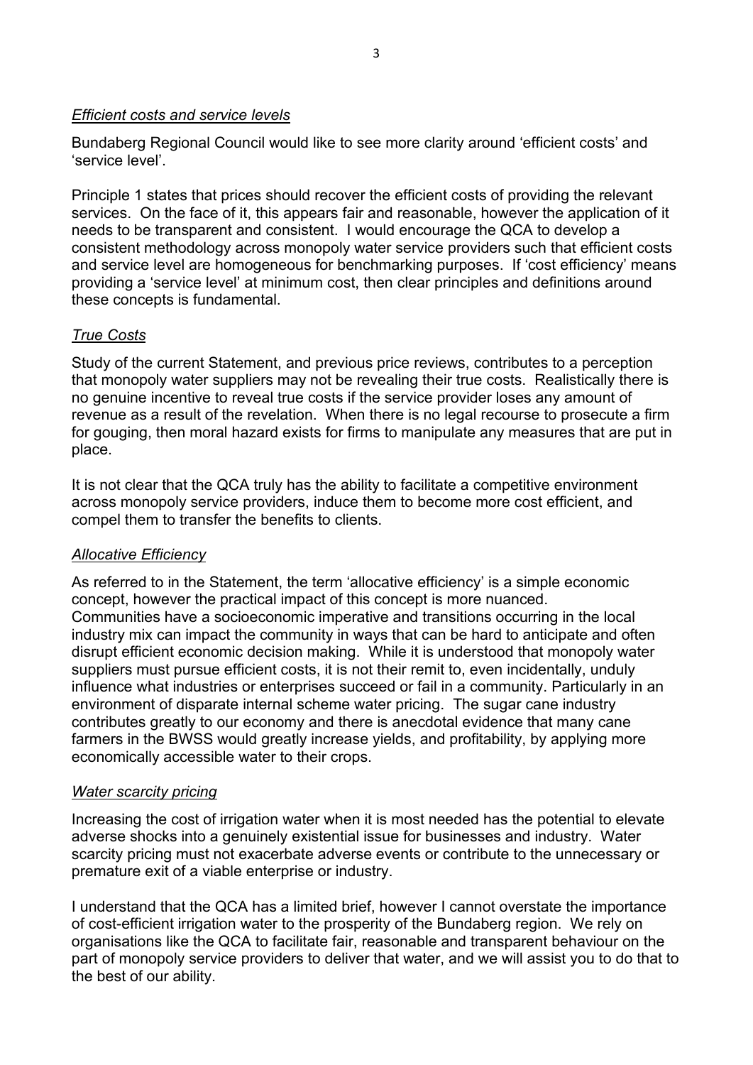*Efficient costs and service levels*

Bundaberg Regional Council would like to see more clarity around 'efficient costs' and 'service level'.

Principle 1 states that prices should recover the efficient costs of providing the relevant services. On the face of it, this appears fair and reasonable, however the application of it needs to be transparent and consistent. I would encourage the QCA to develop a consistent methodology across monopoly water service providers such that efficient costs and service level are homogeneous for benchmarking purposes. If 'cost efficiency' means providing a 'service level' at minimum cost, then clear principles and definitions around these concepts is fundamental.

*True Costs*

Study of the current Statement, and previous price reviews, contributes to a perception that monopoly water suppliers may not be revealing their true costs. Realistically there is no genuine incentive to reveal true costs if the service provider loses any amount of revenue as a result of the revelation. When there is no legal recourse to prosecute a firm for gouging, then moral hazard exists for firms to manipulate any measures that are put in place.

It is not clear that the QCA truly has the ability to facilitate a competitive environment across monopoly service providers, induce them to become more cost efficient, and compel them to transfer the benefits to clients.

*Allocative Efficiency*

As referred to in the Statement, the term 'allocative efficiency' is a simple economic concept, however the practical impact of this concept is more nuanced. Communities have a socioeconomic imperative and transitions occurring in the local industry mix can impact the community in ways that can be hard to anticipate and often disrupt efficient economic decision making. While it is understood that monopoly water suppliers must pursue efficient costs, it is not their remit to, even incidentally, unduly influence what industries or enterprises succeed or fail in a community. Particularly in an environment of disparate internal scheme water pricing. The sugar cane industry contributes greatly to our economy and there is anecdotal evidence that many cane farmers in the BWSS would greatly increase yields, and profitability, by applying more economically accessible water to their crops.

*Water scarcity pricing*

Increasing the cost of irrigation water when it is most needed has the potential to elevate adverse shocks into a genuinely existential issue for businesses and industry. Water scarcity pricing must not exacerbate adverse events or contribute to the unnecessary or premature exit of a viable enterprise or industry.

I understand that the QCA has a limited brief, however I cannot overstate the importance of cost-efficient irrigation water to the prosperity of the Bundaberg region. We rely on organisations like the QCA to facilitate fair, reasonable and transparent behaviour on the part of monopoly service providers to deliver that water, and we will assist you to do that to the best of our ability.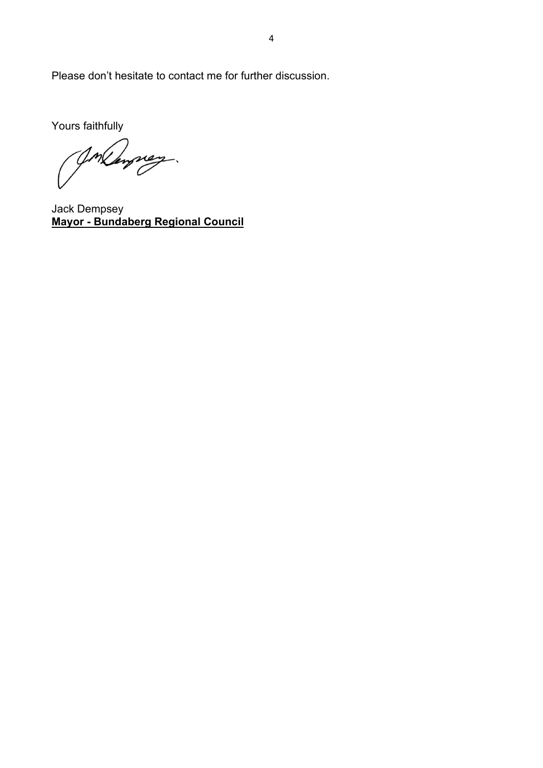Please don't hesitate to contact me for further discussion.

Yours faithfully

Jack Dempsey
**Mayor - Bundaberg Regional Council**